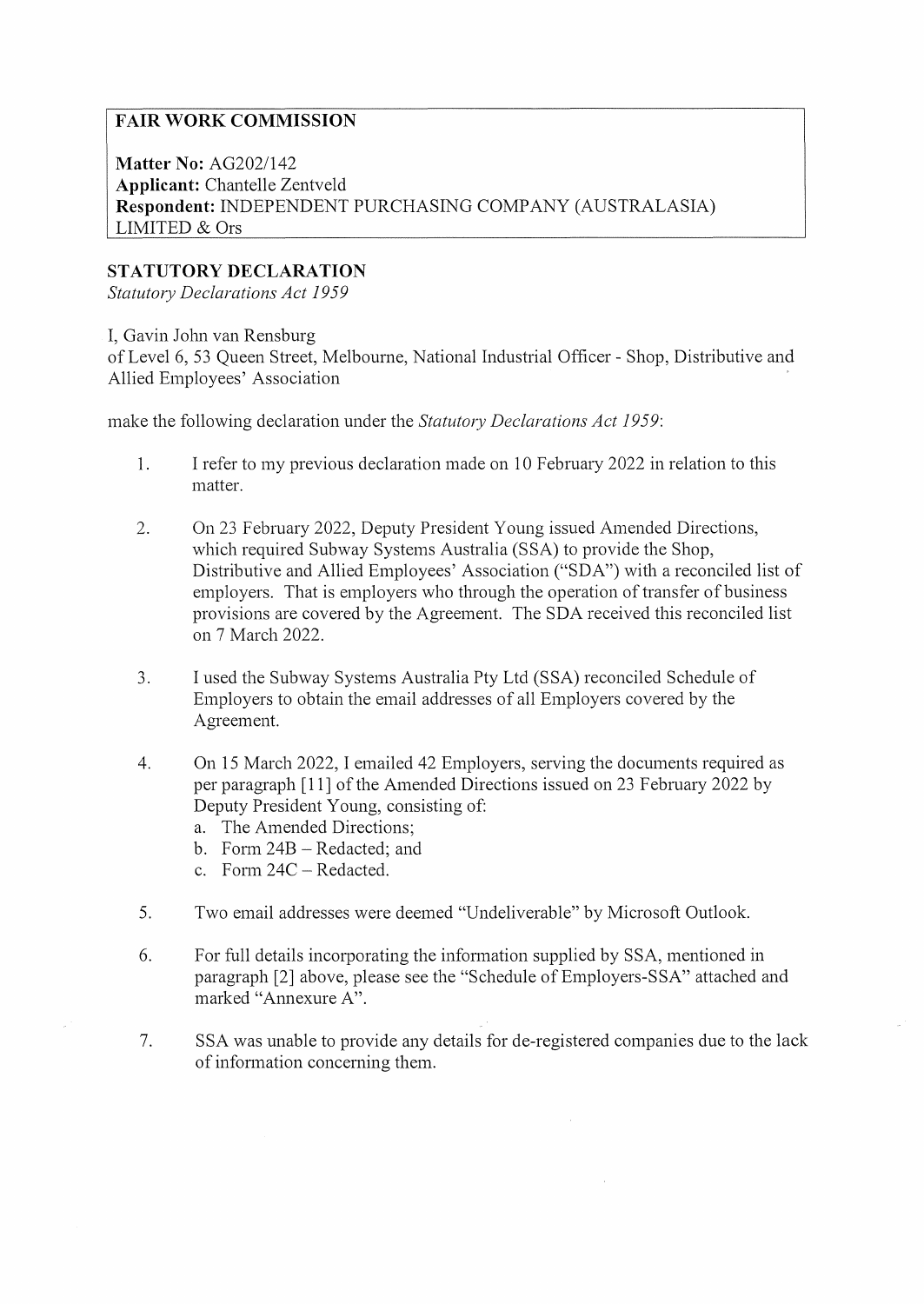**FAIR WORK COMMISSION**

**Matter No:** AG202/142
**Applicant:** Chantelle Zentveld
**Respondent:** INDEPENDENT PURCHASING COMPANY (AUSTRALASIA) LIMITED & Ors

## STATUTORY DECLARATION

*Statutory Declarations Act 1959*

I, Gavin John van Rensburg
of Level 6, 53 Queen Street, Melbourne, National Industrial Officer - Shop, Distributive and Allied Employees' Association

make the following declaration under the *Statutory Declarations Act 1959*:

1. I refer to my previous declaration made on 10 February 2022 in relation to this matter.

2. On 23 February 2022, Deputy President Young issued Amended Directions, which required Subway Systems Australia (SSA) to provide the Shop, Distributive and Allied Employees' Association ("SDA") with a reconciled list of employers. That is employers who through the operation of transfer of business provisions are covered by the Agreement. The SDA received this reconciled list on 7 March 2022.

3. I used the Subway Systems Australia Pty Ltd (SSA) reconciled Schedule of Employers to obtain the email addresses of all Employers covered by the Agreement.

4. On 15 March 2022, I emailed 42 Employers, serving the documents required as per paragraph [11] of the Amended Directions issued on 23 February 2022 by Deputy President Young, consisting of:
   a. The Amended Directions;
   b. Form 24B – Redacted; and
   c. Form 24C – Redacted.

5. Two email addresses were deemed "Undeliverable" by Microsoft Outlook.

6. For full details incorporating the information supplied by SSA, mentioned in paragraph [2] above, please see the "Schedule of Employers-SSA" attached and marked "Annexure A".

7. SSA was unable to provide any details for de-registered companies due to the lack of information concerning them.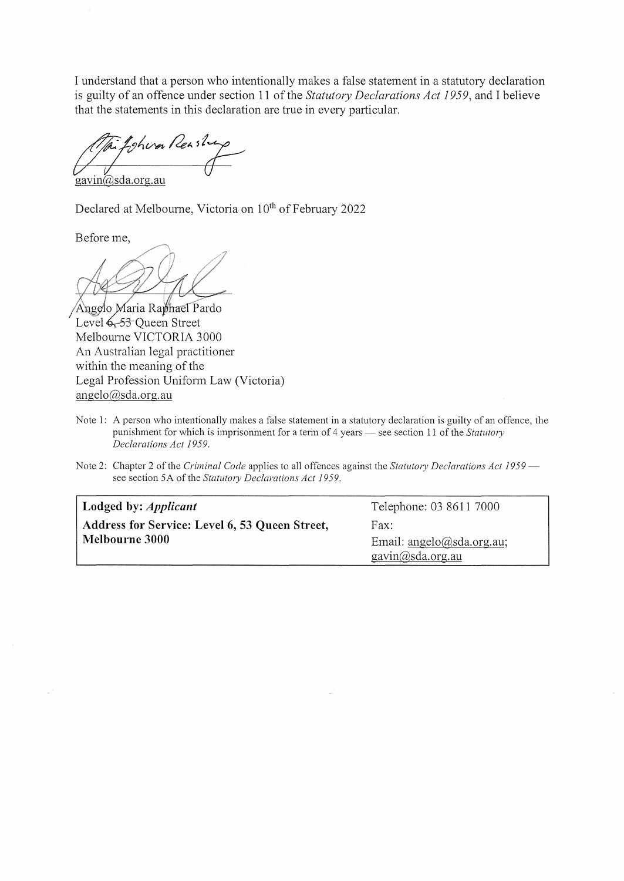I understand that a person who intentionally makes a false statement in a statutory declaration is guilty of an offence under section 11 of the *Statutory Declarations Act 1959*, and I believe that the statements in this declaration are true in every particular.

gavin@sda.org.au

Declared at Melbourne, Victoria on 10th of February 2022

Before me,

Angelo Maria Raphael Pardo
Level ~~6, 53~~ Queen Street
Melbourne VICTORIA 3000
An Australian legal practitioner
within the meaning of the
Legal Profession Uniform Law (Victoria)
angelo@sda.org.au

Note 1: A person who intentionally makes a false statement in a statutory declaration is guilty of an offence, the punishment for which is imprisonment for a term of 4 years — see section 11 of the *Statutory Declarations Act 1959*.

Note 2: Chapter 2 of the *Criminal Code* applies to all offences against the *Statutory Declarations Act 1959* — see section 5A of the *Statutory Declarations Act 1959*.

| **Lodged by:** ***Applicant*** | Telephone: 03 8611 7000 |
|---|---|
| **Address for Service: Level 6, 53 Queen Street, Melbourne 3000** | Fax: |
| | Email: angelo@sda.org.au; gavin@sda.org.au |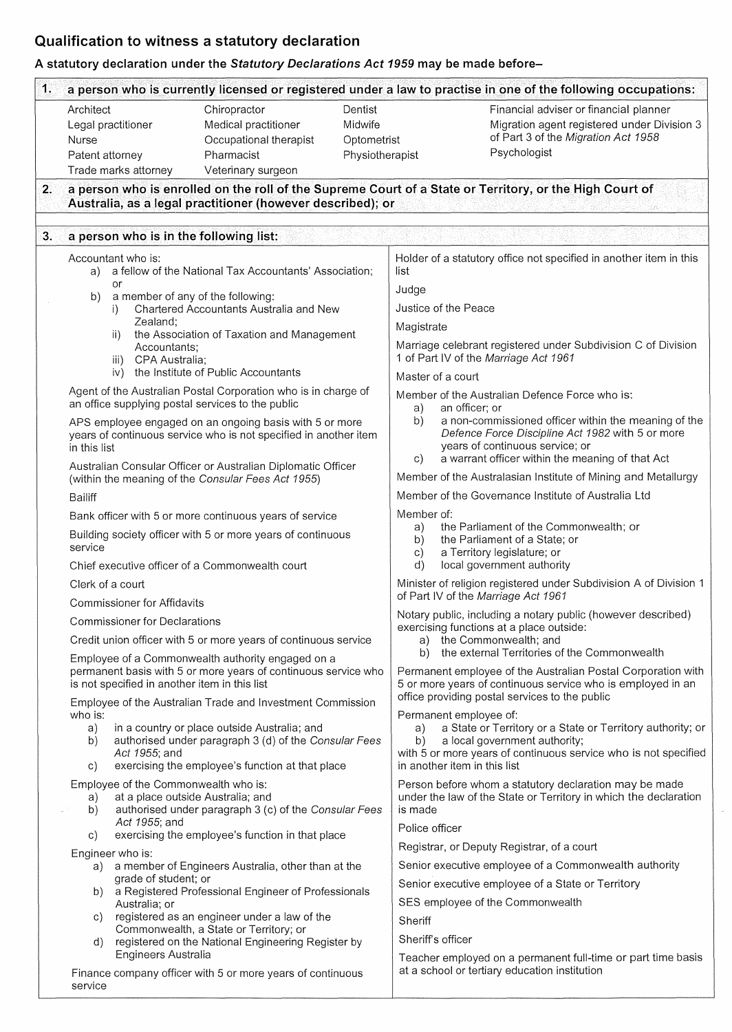## Qualification to witness a statutory declaration

**A statutory declaration under the *Statutory Declarations Act 1959* may be made before–**

### 1. a person who is currently licensed or registered under a law to practise in one of the following occupations:

- Architect
- Chiropractor
- Dentist
- Financial adviser or financial planner
- Legal practitioner
- Medical practitioner
- Midwife
- Migration agent registered under Division 3 of Part 3 of the *Migration Act 1958*
- Nurse
- Occupational therapist
- Optometrist
- Patent attorney
- Pharmacist
- Physiotherapist
- Psychologist
- Trade marks attorney
- Veterinary surgeon

### 2. a person who is enrolled on the roll of the Supreme Court of a State or Territory, or the High Court of Australia, as a legal practitioner (however described); or

### 3. a person who is in the following list:

- Accountant who is:
  - a) a fellow of the National Tax Accountants' Association; or
  - b) a member of any of the following:
    - i) Chartered Accountants Australia and New Zealand;
    - ii) the Association of Taxation and Management Accountants;
    - iii) CPA Australia;
    - iv) the Institute of Public Accountants
- Agent of the Australian Postal Corporation who is in charge of an office supplying postal services to the public
- APS employee engaged on an ongoing basis with 5 or more years of continuous service who is not specified in another item in this list
- Australian Consular Officer or Australian Diplomatic Officer (within the meaning of the *Consular Fees Act 1955*)
- Bailiff
- Bank officer with 5 or more continuous years of service
- Building society officer with 5 or more years of continuous service
- Chief executive officer of a Commonwealth court
- Clerk of a court
- Commissioner for Affidavits
- Commissioner for Declarations
- Credit union officer with 5 or more years of continuous service
- Employee of a Commonwealth authority engaged on a permanent basis with 5 or more years of continuous service who is not specified in another item in this list
- Employee of the Australian Trade and Investment Commission who is:
  - a) in a country or place outside Australia; and
  - b) authorised under paragraph 3 (d) of the *Consular Fees Act 1955*; and
  - c) exercising the employee's function at that place
- Employee of the Commonwealth who is:
  - a) at a place outside Australia; and
  - b) authorised under paragraph 3 (c) of the *Consular Fees Act 1955*; and
  - c) exercising the employee's function in that place
- Engineer who is:
  - a) a member of Engineers Australia, other than at the grade of student; or
  - b) a Registered Professional Engineer of Professionals Australia; or
  - c) registered as an engineer under a law of the Commonwealth, a State or Territory; or
  - d) registered on the National Engineering Register by Engineers Australia
- Finance company officer with 5 or more years of continuous service
- Holder of a statutory office not specified in another item in this list
- Judge
- Justice of the Peace
- Magistrate
- Marriage celebrant registered under Subdivision C of Division 1 of Part IV of the *Marriage Act 1961*
- Master of a court
- Member of the Australian Defence Force who is:
  - a) an officer; or
  - b) a non-commissioned officer within the meaning of the *Defence Force Discipline Act 1982* with 5 or more years of continuous service; or
  - c) a warrant officer within the meaning of that Act
- Member of the Australasian Institute of Mining and Metallurgy
- Member of the Governance Institute of Australia Ltd
- Member of:
  - a) the Parliament of the Commonwealth; or
  - b) the Parliament of a State; or
  - c) a Territory legislature; or
  - d) local government authority
- Minister of religion registered under Subdivision A of Division 1 of Part IV of the *Marriage Act 1961*
- Notary public, including a notary public (however described) exercising functions at a place outside:
  - a) the Commonwealth; and
  - b) the external Territories of the Commonwealth
- Permanent employee of the Australian Postal Corporation with 5 or more years of continuous service who is employed in an office providing postal services to the public
- Permanent employee of:
  - a) a State or Territory or a State or Territory authority; or
  - b) a local government authority;

  with 5 or more years of continuous service who is not specified in another item in this list
- Person before whom a statutory declaration may be made under the law of the State or Territory in which the declaration is made
- Police officer
- Registrar, or Deputy Registrar, of a court
- Senior executive employee of a Commonwealth authority
- Senior executive employee of a State or Territory
- SES employee of the Commonwealth
- Sheriff
- Sheriff's officer
- Teacher employed on a permanent full-time or part time basis at a school or tertiary education institution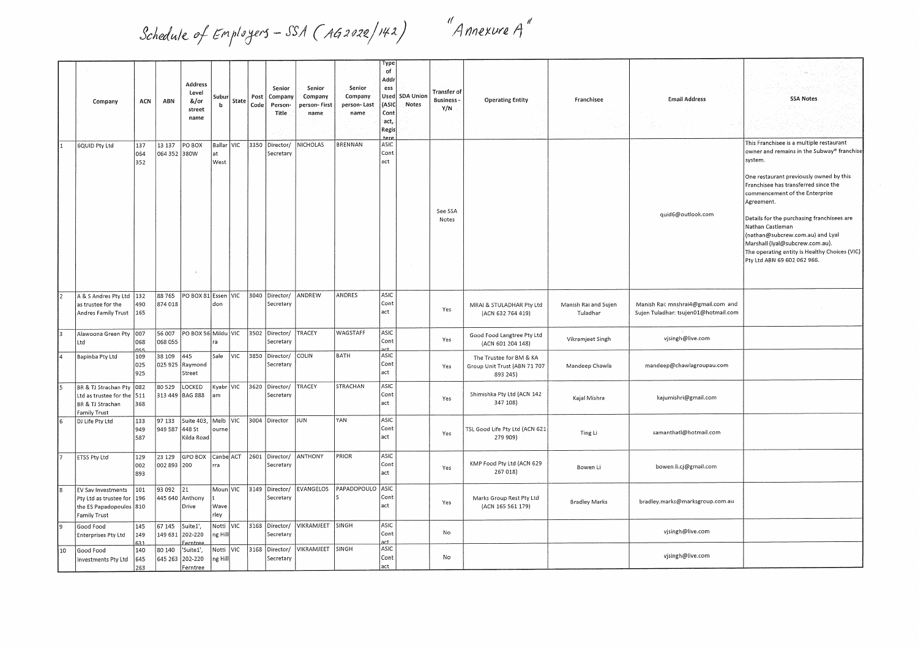# Schedule of Employers – SSA (AG2022/142) "Annexure A"

| | Company | ACN | ABN | Address Level &/or street name | Suburb | State | Post Code | Senior Company Person-Title | Senior Company person- First name | Senior Company person- Last name | Type of Address Used (ASIC Contact, Registere | SDA Union Notes | Transfer of Business - Y/N | Operating Entity | Franchisee | Email Address | SSA Notes |
|---|---|---|---|---|---|---|---|---|---|---|---|---|---|---|---|---|---|
| 1 | 6QUID Pty Ltd | 137 064 352 | 13 137 064 352 | PO BOX 380W | Ballarat West | VIC | 3350 | Director/ Secretary | NICHOLAS | BRENNAN | ASIC Contact | | See SSA Notes | | | quid6@outlook.com | This Franchisee is a multiple restaurant owner and remains in the Subway® franchise system. One restaurant previously owned by this Franchisee has transferred since the commencement of the Enterprise Agreement. Details for the purchasing franchisees are Nathan Castleman (nathan@subcrew.com.au) and Lyal Marshall (lyal@subcrew.com.au). The operating entity is Healthy Choices (VIC) Pty Ltd ABN 69 602 062 966. |
| 2 | A & S Andres Pty Ltd as trustee for the Andres Family Trust | 132 490 165 | 88 765 874 018 | PO BOX 81 | Essendon | VIC | 3040 | Director/ Secretary | ANDREW | ANDRES | ASIC Contact | | Yes | MRAI & STULADHAR Pty Ltd (ACN 632 764 419) | Manish Rai and Sujen Tuladhar | Manish Rai: mnshrai4@gmail.com and Sujen Tuladhar: tsujen01@hotmail.com | |
| 3 | Alawoona Green Pty Ltd | 007 068 055 | 56 007 068 055 | PO BOX 56 | Mildura | VIC | 3502 | Director/ Secretary | TRACEY | WAGSTAFF | ASIC Contact | | Yes | Good Food Langtree Pty Ltd (ACN 601 204 148) | Vikramjeet Singh | vjsingh@live.com | |
| 4 | Bapinba Pty Ltd | 109 025 925 | 38 109 025 925 | 445 Raymond Street | Sale | VIC | 3850 | Director/ Secretary | COLIN | BATH | ASIC Contact | | Yes | The Trustee for BM & KA Group Unit Trust (ABN 71 707 893 245) | Mandeep Chawla | mandeep@chawlagroupau.com | |
| 5 | BR & TJ Strachan Pty Ltd as trustee for the BR & TJ Strachan Family Trust | 082 511 368 | 80 529 313 449 | LOCKED BAG 888 | Kyabram | VIC | 3620 | Director/ Secretary | TRACEY | STRACHAN | ASIC Contact | | Yes | Shimishka Pty Ltd (ACN 142 347 108) | Kajal Mishra | kajumishri@gmail.com | |
| 6 | DJ Life Pty Ltd | 133 949 587 | 97 133 949 587 | Suite 403, 448 St Kilda Road | Melbourne | VIC | 3004 | Director | JUN | YAN | ASIC Contact | | Yes | TSL Good Life Pty Ltd (ACN 621 279 909) | Ting Li | samanthatl@hotmail.com | |
| 7 | ETSS Pty Ltd | 129 002 893 | 23 129 002 893 | GPO BOX 200 | Canberra | ACT | 2601 | Director/ Secretary | ANTHONY | PRIOR | ASIC Contact | | Yes | KMP Food Pty Ltd (ACN 629 267 018) | Bowen Li | bowen.li.cj@gmail.com | |
| 8 | EV Sav Investments Pty Ltd as trustee for the ES Papadopoulos Family Trust | 101 196 810 | 93 092 445 640 | 21 Anthony Drive | Mount Waverley | VIC | 3149 | Director/ Secretary | EVANGELOS | PAPADOPOULOS | ASIC Contact | | Yes | Marks Group Rest Pty Ltd (ACN 165 561 179) | Bradley Marks | bradley.marks@marksgroup.com.au | |
| 9 | Good Food Enterprises Pty Ltd | 145 149 631 | 67 145 149 631 | Suite1', 202-220 Ferntree | Notting Hill | VIC | 3168 | Director/ Secretary | VIKRAMJEET | SINGH | ASIC Contact | | No | | | vjsingh@live.com | |
| 10 | Good Food Investments Pty Ltd | 140 645 263 | 80 140 645 263 | 'Suite1', 202-220 Ferntree | Notting Hill | VIC | 3168 | Director/ Secretary | VIKRAMJEET | SINGH | ASIC Contact | | No | | | vjsingh@live.com | |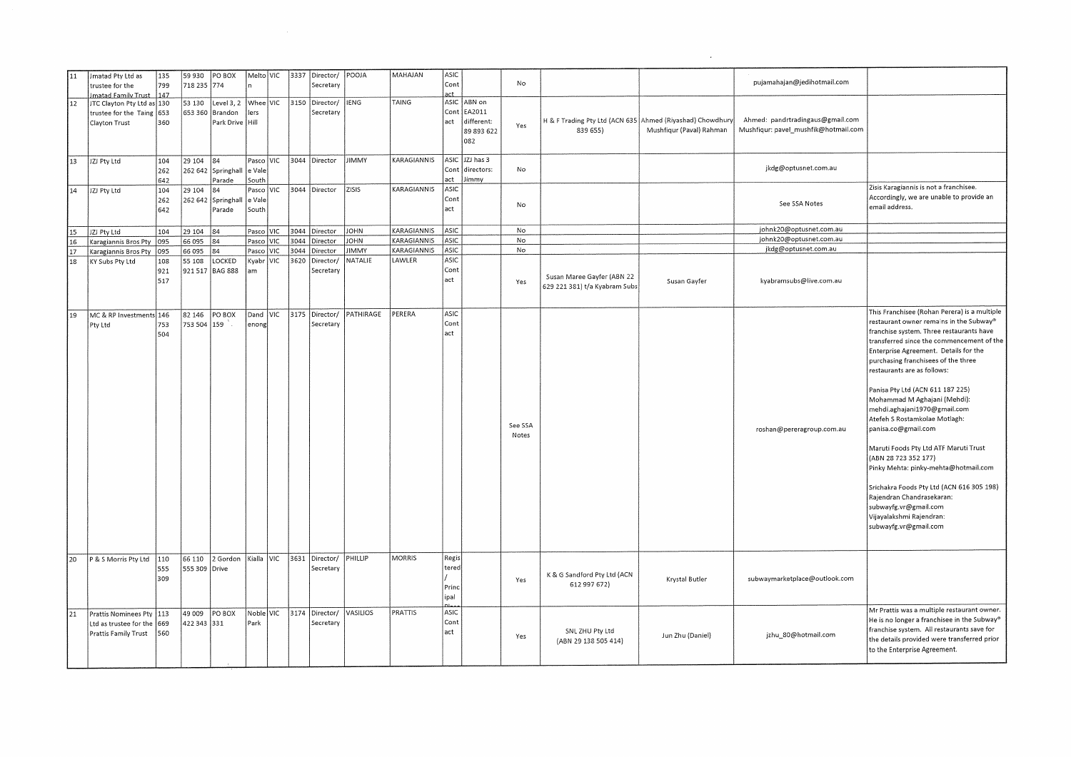| 11 | Jmatad Pty Ltd as trustee for the Jmatad Family Trust | 135 799 147 | 59 930 718 235 | PO BOX 774 | Melton | VIC | 3337 | Director/ Secretary | POOJA | MAHAJAN | ASIC Contact | | No | | | pujamahajan@jedihotmail.com | |
|---|---|---|---|---|---|---|---|---|---|---|---|---|---|---|---|---|---|
| 12 | JTC Clayton Pty Ltd as trustee for the Taing Clayton Trust | 130 653 360 | 53 130 653 360 | Level 3, 2 Brandon Park Drive | Wheelers Hill | VIC | 3150 | Director/ Secretary | IENG | TAING | ASIC Contact | ABN on EA2011 different: 89 893 622 082 | Yes | H & F Trading Pty Ltd (ACN 635 839 655) | Ahmed (Riyashad) Chowdhury Mushfiqur (Paval) Rahman | Ahmed: pandrtradingaus@gmail.com Mushfiqur: pavel_mushfik@hotmail.com | |
| 13 | JZJ Pty Ltd | 104 262 642 | 29 104 262 642 | 84 Springhall Parade | Pascoe Vale South | VIC | 3044 | Director | JIMMY | KARAGIANNIS | ASIC Contact | JZJ has 3 directors: Jimmy | No | | | jkdg@optusnet.com.au | |
| 14 | JZJ Pty Ltd | 104 262 642 | 29 104 262 642 | 84 Springhall Parade | Pascoe Vale South | VIC | 3044 | Director | ZISIS | KARAGIANNIS | ASIC Contact | | No | | | See SSA Notes | Zisis Karagiannis is not a franchisee. Accordingly, we are unable to provide an email address. |
| 15 | JZJ Pty Ltd | 104 | 29 104 | 84 | Pasco | VIC | 3044 | Director | JOHN | KARAGIANNIS | ASIC | | No | | | johnk20@optusnet.com.au | |
| 16 | Karagiannis Bros Pty | 095 | 66 095 | 84 | Pasco | VIC | 3044 | Director | JOHN | KARAGIANNIS | ASIC | | No | | | johnk20@optusnet.com.au | |
| 17 | Karagiannis Bros Pty | 095 | 66 095 | 84 | Pasco | VIC | 3044 | Director | JIMMY | KARAGIANNIS | ASIC | | No | | | jkdg@optusnet.com.au | |
| 18 | KY Subs Pty Ltd | 108 921 517 | 55 108 921 517 | LOCKED BAG 888 | Kyabram | VIC | 3620 | Director/ Secretary | NATALIE | LAWLER | ASIC Contact | | Yes | Susan Maree Gayfer (ABN 22 629 221 381) t/a Kyabram Subs | Susan Gayfer | kyabramsubs@live.com.au | |
| 19 | MC & RP Investments Pty Ltd | 146 753 504 | 82 146 753 504 | PO BOX 159 | Dandenong | VIC | 3175 | Director/ Secretary | PATHIRAGE | PERERA | ASIC Contact | | See SSA Notes | | | roshan@pereragroup.com.au | This Franchisee (Rohan Perera) is a multiple restaurant owner remains in the Subway® franchise system. Three restaurants have transferred since the commencement of the Enterprise Agreement. Details for the purchasing franchisees of the three restaurants are as follows:<br><br>Panisa Pty Ltd (ACN 611 187 225)<br>Mohammad M Aghajani (Mehdi): mehdi.aghajani1970@gmail.com<br>Atefeh S Rostamkolae Motlagh: panisa.co@gmail.com<br><br>Maruti Foods Pty Ltd ATF Maruti Trust (ABN 28 723 352 177)<br>Pinky Mehta: pinky-mehta@hotmail.com<br><br>Srichakra Foods Pty Ltd (ACN 616 305 198)<br>Rajendran Chandrasekaran: subwayfg.vr@gmail.com<br>Vijayalakshmi Rajendran: subwayfg.vr@gmail.com |
| 20 | P & S Morris Pty Ltd | 110 555 309 | 66 110 555 309 | 2 Gordon Drive | Kialla | VIC | 3631 | Director/ Secretary | PHILLIP | MORRIS | Registered / Principal Place | | Yes | K & G Sandford Pty Ltd (ACN 612 997 672) | Krystal Butler | subwaymarketplace@outlook.com | |
| 21 | Prattis Nominees Pty Ltd as trustee for the Prattis Family Trust | 113 669 560 | 49 009 422 343 | PO BOX 331 | Noble Park | VIC | 3174 | Director/ Secretary | VASILIOS | PRATTIS | ASIC Contact | | Yes | SNL ZHU Pty Ltd (ABN 29 138 505 414) | Jun Zhu (Daniel) | jzhu_80@hotmail.com | Mr Prattis was a multiple restaurant owner. He is no longer a franchisee in the Subway® franchise system. All restaurants save for the details provided were transferred prior to the Enterprise Agreement. |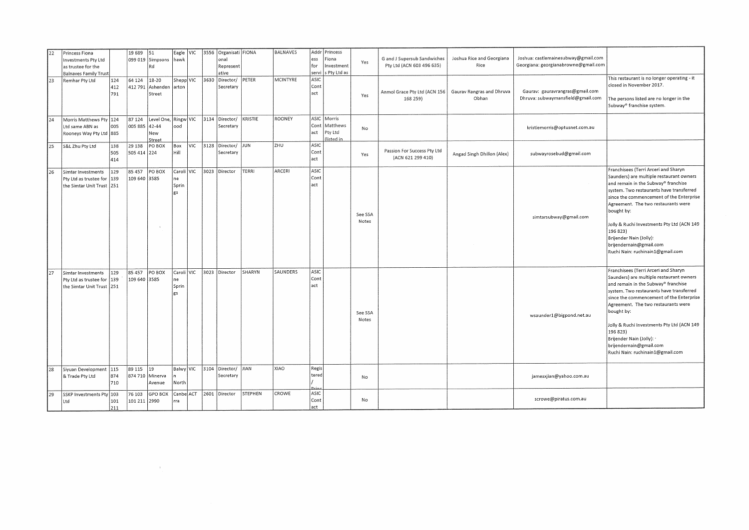| 22 | Princess Fiona Investments Pty Ltd as trustee for the Balnaves Family Trust | | 19 689 099 019 | 51 Simpsons Rd | Eaglehawk | VIC | 3556 | Organisational Representative | FIONA | BALNAVES | Address for servi | Princess Fiona Investments Pty Ltd as | Yes | G and J Supersub Sandwiches Pty Ltd (ACN 603 496 635) | Joshua Rice and Georgiana Rice | Joshua: castlemainesubway@gmail.com Georgiana: georgianabrowne@gmail.com | |
|---|---|---|---|---|---|---|---|---|---|---|---|---|---|---|---|---|---|
| 23 | Remhar Pty Ltd | 124 412 791 | 64 124 412 791 | 18-20 Ashenden Street | Shepparton | VIC | 3630 | Director/ Secretary | PETER | MCINTYRE | ASIC Contact | | Yes | Anmol Grace Pty Ltd (ACN 156 168 259) | Gaurav Rangras and Dhruva Obhan | Gaurav: gauravrangras@gmail.com Dhruva: subwaymansfield@gmail.com | This restaurant is no longer operating - it closed in November 2017. The persons listed are no longer in the Subway® franchise system. |
| 24 | Morris Matthews Pty Ltd same ABN as Rooneys Way Pty Ltd | 124 005 885 | 87 124 005 885 | Level One, 42-44 New Street | Ringwood | VIC | 3134 | Director/ Secretary | KRISTIE | ROONEY | ASIC Contact | Morris Matthews Pty Ltd (listed in | No | | | kristiemorris@optusnet.com.au | |
| 25 | S&L Zhu Pty Ltd | 138 505 414 | 29 138 505 414 | PO BOX 224 | Box Hill | VIC | 3128 | Director/ Secretary | JUN | ZHU | ASIC Contact | | Yes | Passion For Success Pty Ltd (ACN 621 299 410) | Angad Singh Dhillon (Alex) | subwayrosebud@gmail.com | |
| 26 | Simtar Investments Pty Ltd as trustee for the Simtar Unit Trust | 129 139 251 | 85 457 109 640 | PO BOX 3585 | Caroline Springs | VIC | 3023 | Director | TERRI | ARCERI | ASIC Contact | | See SSA Notes | | | simtarsubway@gmail.com | Franchisees (Terri Arceri and Sharyn Saunders) are multiple restaurant owners and remain in the Subway® franchise system. Two restaurants have transferred since the commencement of the Enterprise Agreement. The two restaurants were bought by: Jolly & Ruchi Investments Pty Ltd (ACN 149 196 823) Brijender Nain (Jolly): brijendernain@gmail.com Ruchi Nain: ruchinain1@gmail.com |
| 27 | Simtar Investments Pty Ltd as trustee for the Simtar Unit Trust | 129 139 251 | 85 457 109 640 | PO BOX 3585 | Caroline Springs | VIC | 3023 | Director | SHARYN | SAUNDERS | ASIC Contact | | See SSA Notes | | | wsaunder1@bigpond.net.au | Franchisees (Terri Arceri and Sharyn Saunders) are multiple restaurant owners and remain in the Subway® franchise system. Two restaurants have transferred since the commencement of the Enterprise Agreement. The two restaurants were bought by: Jolly & Ruchi Investments Pty Ltd (ACN 149 196 823) Brijender Nain (Jolly): brijendernain@gmail.com Ruchi Nain: ruchinain1@gmail.com |
| 28 | Siyuan Development & Trade Pty Ltd | 115 874 710 | 89 115 874 710 | 19 Minerva Avenue | Balwyn North | VIC | 3104 | Director/ Secretary | JIAN | XIAO | Registered / Princ | | No | | | jamesxjian@yahoo.com.au | |
| 29 | SSKP Investments Pty Ltd | 103 101 211 | 76 103 101 211 | GPO BOX 2990 | Canberra | ACT | 2601 | Director | STEPHEN | CROWE | ASIC Contact | | No | | | scrowe@piratus.com.au | |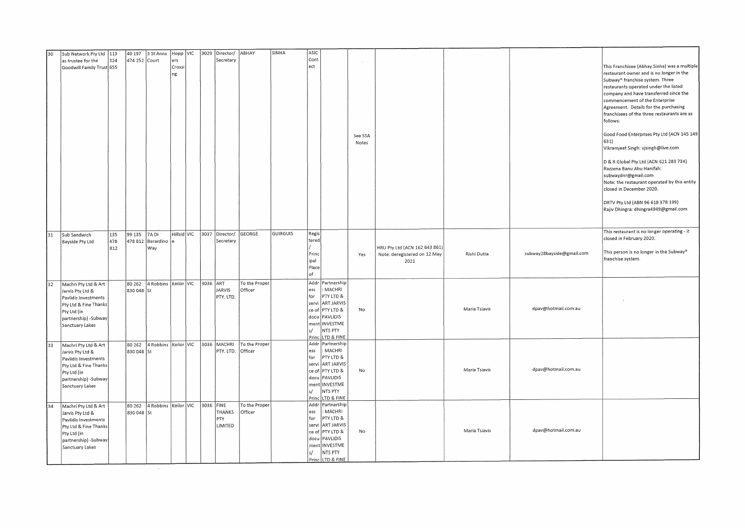| 30 | Sub Network Pty Ltd as trustee for the Goodwill Family Trust | 113 324 655 | 40 197 474 252 | 3 St Anns Court | Hoppers Crossing | VIC | 3029 | Director/ Secretary | ABHAY | SINHA | ASIC Contact | | See SSA Notes | | | | This Franchisee (Abhay Sinha) was a multiple restaurant owner and is no longer in the Subway® franchise system. Three restaurants operated under the listed company and have transferred since the commencement of the Enterprise Agreement. Details for the purchasing franchisees of the three restaurants are as follows:<br><br>Good Food Enterprises Pty Ltd (ACN 145 149 631)<br>Vikramjeet Singh: vjsingh@live.com<br><br>D & R Global Pty Ltd (ACN 621 283 734)<br>Razzena Banu Abu Hanifah: subwaydnr@gmail.com<br>Note: the restaurant operated by this entity closed in December 2020.<br><br>DRTV Pty Ltd (ABN 96 618 378 199)<br>Rajiv Dhingra: dhingra4949@gmail.com |
|---|---|---|---|---|---|---|---|---|---|---|---|---|---|---|---|---|---|
| 31 | Sub Sandwich Bayside Pty Ltd | 135 478 812 | 99 135 478 812 | 7A Di Berardino Way | Hillside | VIC | 3037 | Director/ Secretary | GEORGE | GUIRGUIS | Registered / Principal Place of | | Yes | HRU Pty Ltd (ACN 162 643 861) Note: deregistered on 12 May 2021 | Rishi Dutta | subway28bayside@gmail.com | This restaurant is no longer operating - it closed in February 2020.<br><br>This person is no longer in the Subway® franchise system. |
| 32 | Machri Pty Ltd & Art Jarvis Pty Ltd & Pavlidis Investments Pty Ltd & Fine Thanks Pty Ltd (in partnership) -Subway Sanctuary Lakes | | 80 262 830 048 | 4 Robbins St | Keilor | VIC | 3036 | ART JARVIS PTY. LTD. | To the Proper Officer | | Address for service of documents/ Princ | Partnership: MACHRI PTY LTD & ART JARVIS PTY LTD & PAVLIDIS INVESTMENTS PTY LTD & FINE | No | | Maria Tsiavis | dpav@hotmail.com.au | |
| 33 | Machri Pty Ltd & Art Jarvis Pty Ltd & Pavlidis Investments Pty Ltd & Fine Thanks Pty Ltd (in partnership) -Subway Sanctuary Lakes | | 80 262 830 048 | 4 Robbins St | Keilor | VIC | 3036 | MACHRI PTY. LTD. | To the Proper Officer | | Address for service of documents/ Princ | Partnership: MACHRI PTY LTD & ART JARVIS PTY LTD & PAVLIDIS INVESTMENTS PTY LTD & FINE | No | | Maria Tsiavis | dpav@hotmail.com.au | |
| 34 | Machri Pty Ltd & Art Jarvis Pty Ltd & Pavlidis Investments Pty Ltd & Fine Thanks Pty Ltd (in partnership) -Subway Sanctuary Lakes | | 80 262 830 048 | 4 Robbins St | Keilor | VIC | 3036 | FINE THANKS PTY LIMITED | To the Proper Officer | | Address for service of documents/ Princ | Partnership: MACHRI PTY LTD & ART JARVIS PTY LTD & PAVLIDIS INVESTMENTS PTY LTD & FINE | No | | Maria Tsiavis | dpav@hotmail.com.au | |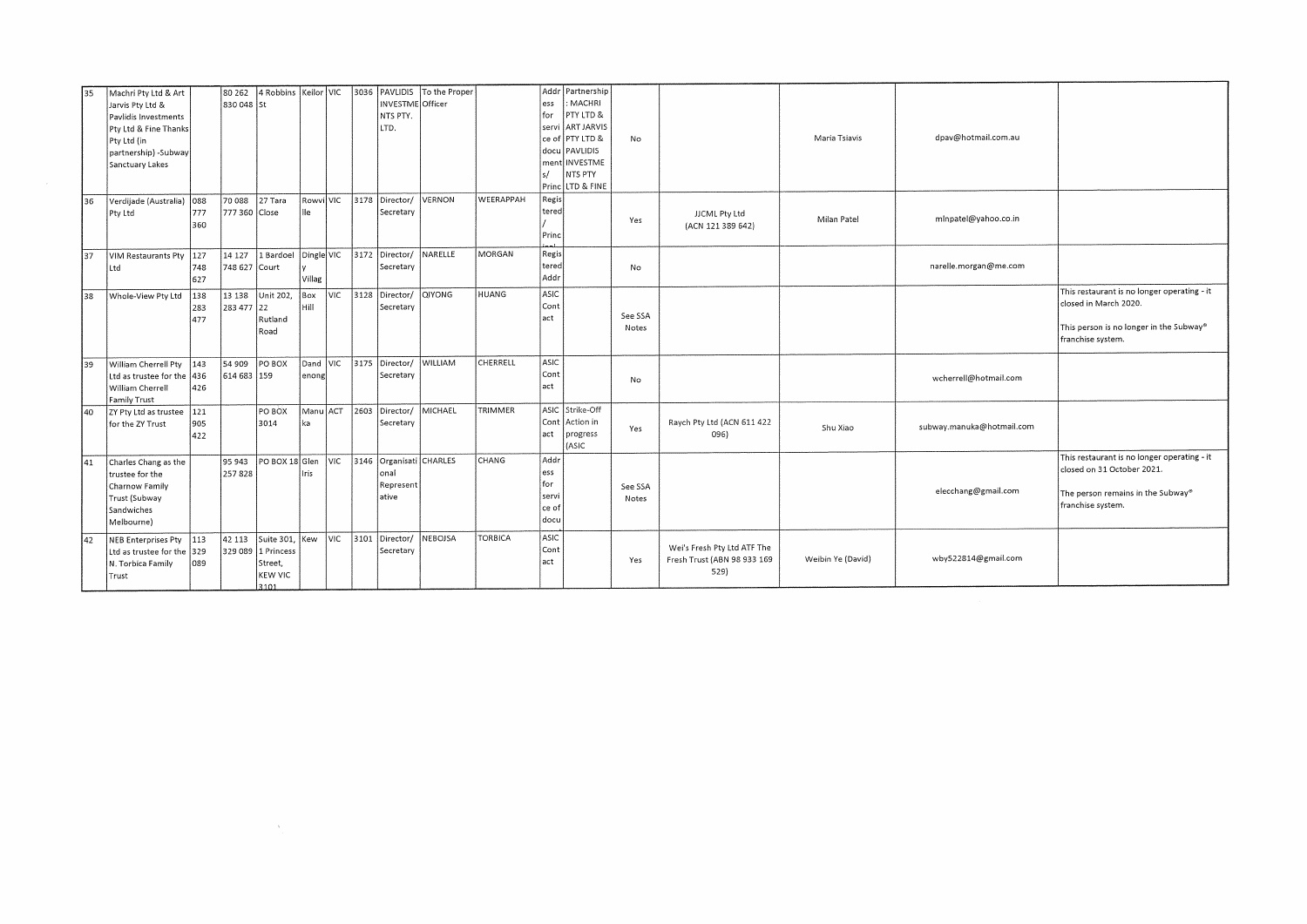| | | | | | | | | | | | | | | | | | |
|---|---|---|---|---|---|---|---|---|---|---|---|---|---|---|---|---|---|
| 35 | Machri Pty Ltd & Art Jarvis Pty Ltd & Pavlidis Investments Pty Ltd & Fine Thanks Pty Ltd (in partnership) -Subway Sanctuary Lakes | | 80 262 830 048 | 4 Robbins St | Keilor | VIC | 3036 | PAVLIDIS INVESTMENTS PTY. LTD. | To the Proper Officer | | Address for service of documents/ | Partnership : MACHRI PTY LTD & ART JARVIS PTY LTD & PAVLIDIS INVESTMENTS PTY LTD & FINE | No | | Maria Tsiavis | dpav@hotmail.com.au | |
| 36 | Verdijade (Australia) Pty Ltd | 088 777 360 | 70 088 777 360 | 27 Tara Close | Rowville | VIC | 3178 | Director/ Secretary | VERNON | WEERAPPAH | Registered / Principal | | Yes | JJCML Pty Ltd (ACN 121 389 642) | Milan Patel | mlnpatel@yahoo.co.in | |
| 37 | VIM Restaurants Pty Ltd | 127 748 627 | 14 127 748 627 | 1 Bardoel Court | Dingley Village | VIC | 3172 | Director/ Secretary | NARELLE | MORGAN | Registered Addr | | No | | | narelle.morgan@me.com | |
| 38 | Whole-View Pty Ltd | 138 283 477 | 13 138 283 477 | Unit 202, 22 Rutland Road | Box Hill | VIC | 3128 | Director/ Secretary | QIYONG | HUANG | ASIC Contact | | See SSA Notes | | | | This restaurant is no longer operating - it closed in March 2020.<br><br>This person is no longer in the Subway® franchise system. |
| 39 | William Cherrell Pty Ltd as trustee for the William Cherrell Family Trust | 143 436 426 | 54 909 614 683 | PO BOX 159 | Dandenong | VIC | 3175 | Director/ Secretary | WILLIAM | CHERRELL | ASIC Contact | | No | | | wcherrell@hotmail.com | |
| 40 | ZY Pty Ltd as trustee for the ZY Trust | 121 905 422 | | PO BOX 3014 | Manuka | ACT | 2603 | Director/ Secretary | MICHAEL | TRIMMER | ASIC Contact | Strike-Off Action in progress (ASIC | Yes | Raych Pty Ltd (ACN 611 422 096) | Shu Xiao | subway.manuka@hotmail.com | |
| 41 | Charles Chang as the trustee for the Charnow Family Trust (Subway Sandwiches Melbourne) | | 95 943 257 828 | PO BOX 18 | Glen Iris | VIC | 3146 | Organisational Representative | CHARLES | CHANG | Address for service of docu | | See SSA Notes | | | elecchang@gmail.com | This restaurant is no longer operating - it closed on 31 October 2021.<br><br>The person remains in the Subway® franchise system. |
| 42 | NEB Enterprises Pty Ltd as trustee for the N. Torbica Family Trust | 113 329 089 | 42 113 329 089 | Suite 301, 1 Princess Street, KEW VIC 3101 | Kew | VIC | 3101 | Director/ Secretary | NEBOJSA | TORBICA | ASIC Contact | | Yes | Wei's Fresh Pty Ltd ATF The Fresh Trust (ABN 98 933 169 529) | Weibin Ye (David) | wby522814@gmail.com | |